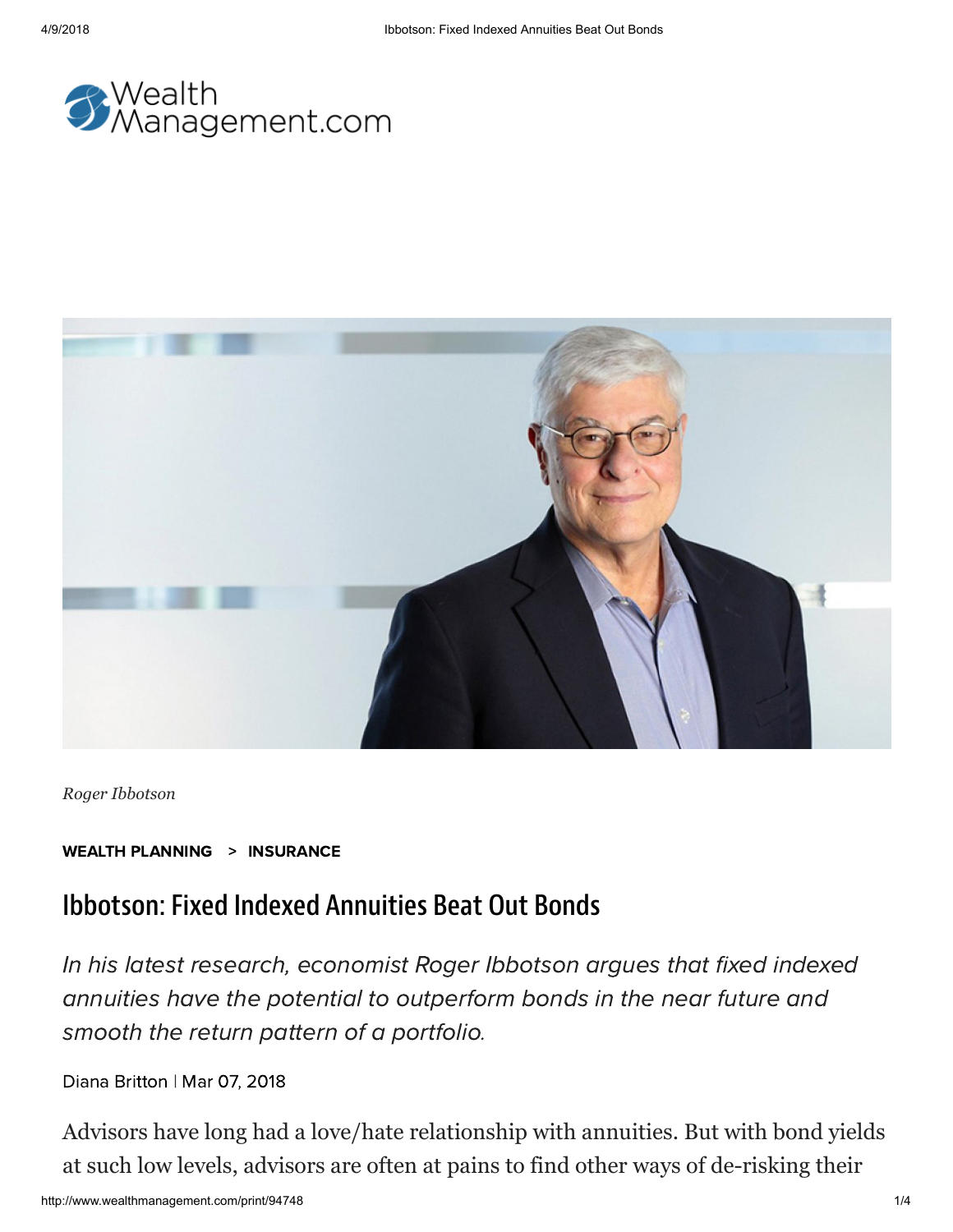Roger Ibbotson

**WEALTH PLANNING > INSURANCE**

# Ibbotson: Fixed Indexed Annuities Beat Out Bonds

*In his latest research, economist Roger Ibbotson argues that fixed indexed annuities have the potential to outperform bonds in the near future and smooth the return pattern of a portfolio.*

Diana Britton | Mar 07, 2018

Advisors have long had a love/hate relationship with annuities. But with bond yields at such low levels, advisors are often at pains to find other ways of de-risking their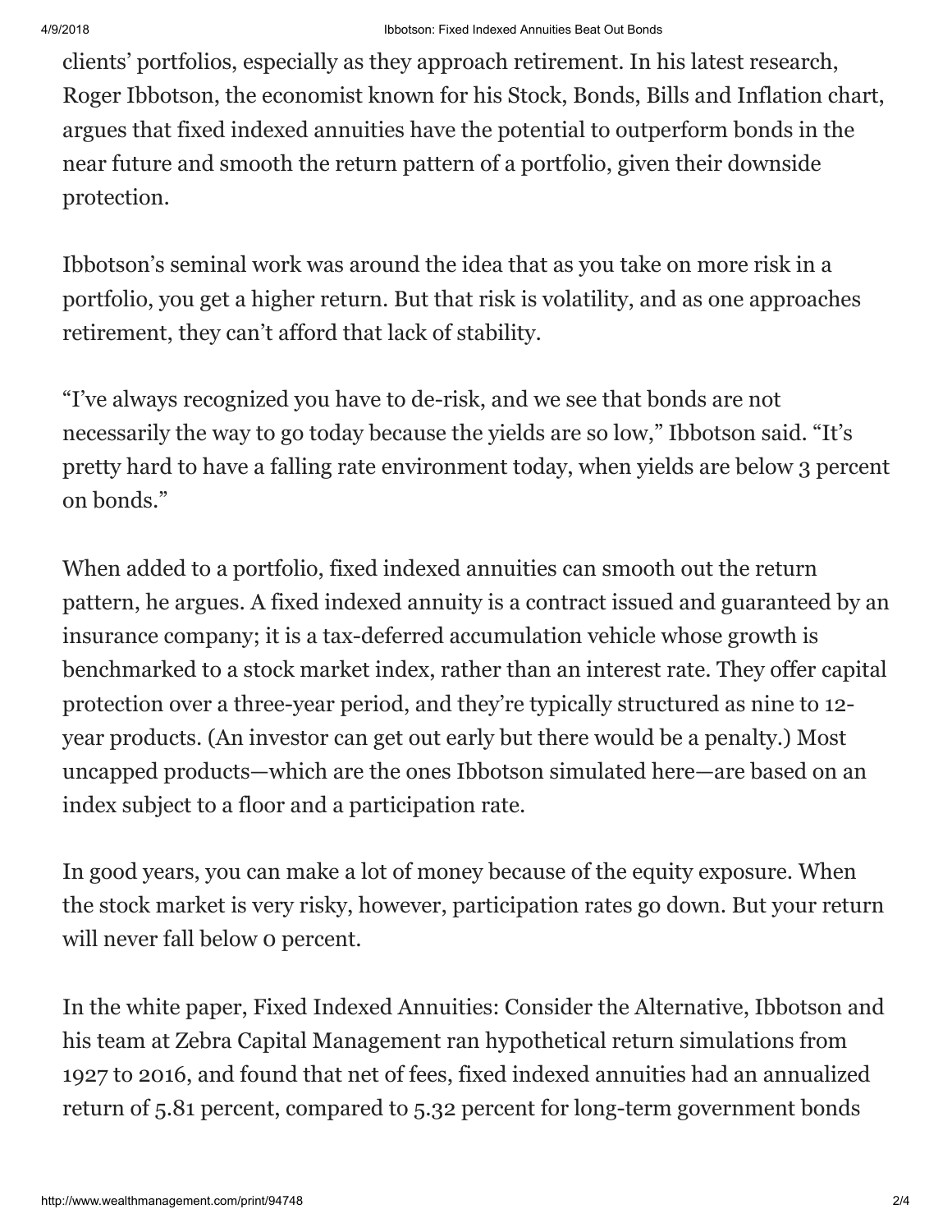clients' portfolios, especially as they approach retirement. In his latest research, Roger Ibbotson, the economist known for his Stock, Bonds, Bills and Inflation chart, argues that fixed indexed annuities have the potential to outperform bonds in the near future and smooth the return pattern of a portfolio, given their downside protection.

Ibbotson's seminal work was around the idea that as you take on more risk in a portfolio, you get a higher return. But that risk is volatility, and as one approaches retirement, they can't afford that lack of stability.

"I've always recognized you have to de-risk, and we see that bonds are not necessarily the way to go today because the yields are so low," Ibbotson said. "It's pretty hard to have a falling rate environment today, when yields are below 3 percent on bonds."

When added to a portfolio, fixed indexed annuities can smooth out the return pattern, he argues. A fixed indexed annuity is a contract issued and guaranteed by an insurance company; it is a tax-deferred accumulation vehicle whose growth is benchmarked to a stock market index, rather than an interest rate. They offer capital protection over a three-year period, and they're typically structured as nine to 12-year products. (An investor can get out early but there would be a penalty.) Most uncapped products—which are the ones Ibbotson simulated here—are based on an index subject to a floor and a participation rate.

In good years, you can make a lot of money because of the equity exposure. When the stock market is very risky, however, participation rates go down. But your return will never fall below 0 percent.

In the white paper, Fixed Indexed Annuities: Consider the Alternative, Ibbotson and his team at Zebra Capital Management ran hypothetical return simulations from 1927 to 2016, and found that net of fees, fixed indexed annuities had an annualized return of 5.81 percent, compared to 5.32 percent for long-term government bonds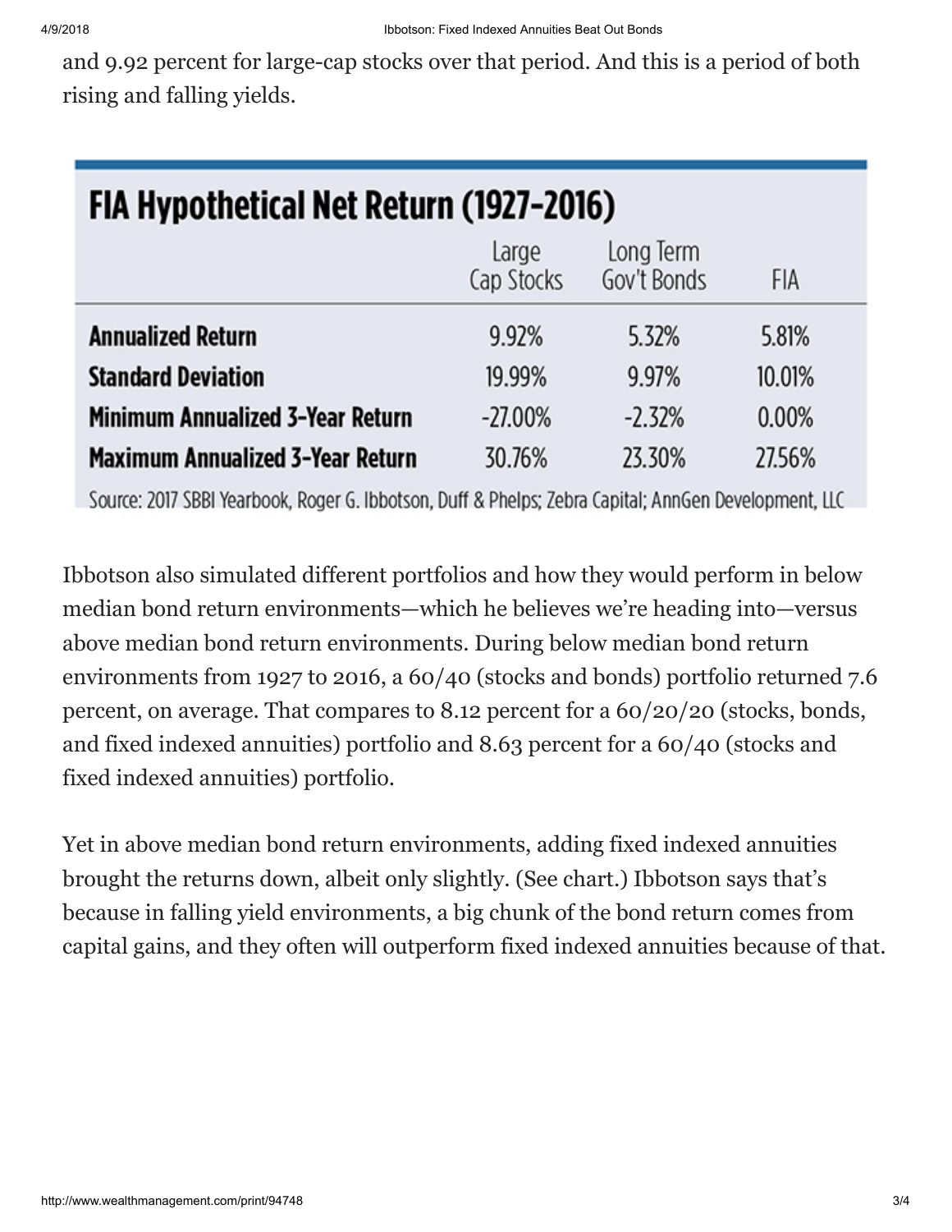and 9.92 percent for large-cap stocks over that period. And this is a period of both rising and falling yields.

**FIA Hypothetical Net Return (1927-2016)**

| | Large Cap Stocks | Long Term Gov't Bonds | FIA |
|---|---|---|---|
| **Annualized Return** | 9.92% | 5.32% | 5.81% |
| **Standard Deviation** | 19.99% | 9.97% | 10.01% |
| **Minimum Annualized 3-Year Return** | -27.00% | -2.32% | 0.00% |
| **Maximum Annualized 3-Year Return** | 30.76% | 23.30% | 27.56% |

Source: 2017 SBBI Yearbook, Roger G. Ibbotson, Duff & Phelps; Zebra Capital; AnnGen Development, LLC

Ibbotson also simulated different portfolios and how they would perform in below median bond return environments—which he believes we're heading into—versus above median bond return environments. During below median bond return environments from 1927 to 2016, a 60/40 (stocks and bonds) portfolio returned 7.6 percent, on average. That compares to 8.12 percent for a 60/20/20 (stocks, bonds, and fixed indexed annuities) portfolio and 8.63 percent for a 60/40 (stocks and fixed indexed annuities) portfolio.

Yet in above median bond return environments, adding fixed indexed annuities brought the returns down, albeit only slightly. (See chart.) Ibbotson says that's because in falling yield environments, a big chunk of the bond return comes from capital gains, and they often will outperform fixed indexed annuities because of that.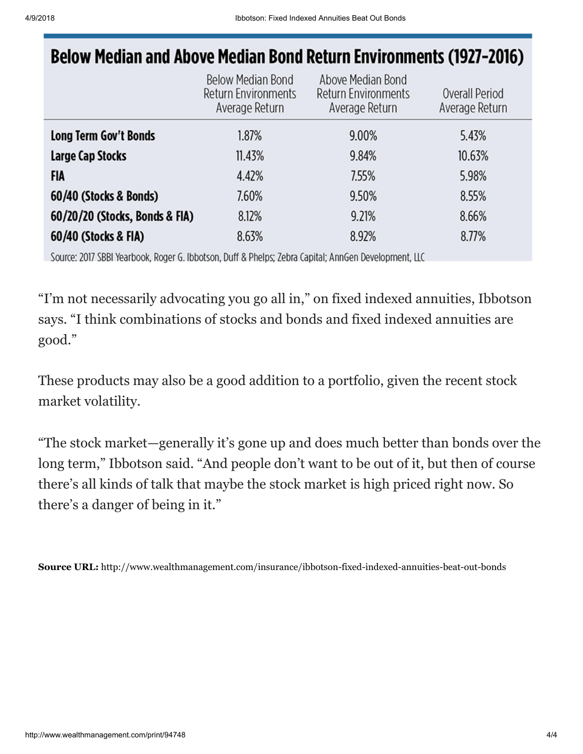## Below Median and Above Median Bond Return Environments (1927-2016)

| | Below Median Bond Return Environments Average Return | Above Median Bond Return Environments Average Return | Overall Period Average Return |
|---|---|---|---|
| **Long Term Gov't Bonds** | 1.87% | 9.00% | 5.43% |
| **Large Cap Stocks** | 11.43% | 9.84% | 10.63% |
| **FIA** | 4.42% | 7.55% | 5.98% |
| **60/40 (Stocks & Bonds)** | 7.60% | 9.50% | 8.55% |
| **60/20/20 (Stocks, Bonds & FIA)** | 8.12% | 9.21% | 8.66% |
| **60/40 (Stocks & FIA)** | 8.63% | 8.92% | 8.77% |

Source: 2017 SBBI Yearbook, Roger G. Ibbotson, Duff & Phelps; Zebra Capital; AnnGen Development, LLC

"I'm not necessarily advocating you go all in," on fixed indexed annuities, Ibbotson says. "I think combinations of stocks and bonds and fixed indexed annuities are good."

These products may also be a good addition to a portfolio, given the recent stock market volatility.

"The stock market—generally it's gone up and does much better than bonds over the long term," Ibbotson said. "And people don't want to be out of it, but then of course there's all kinds of talk that maybe the stock market is high priced right now. So there's a danger of being in it."

**Source URL:** http://www.wealthmanagement.com/insurance/ibbotson-fixed-indexed-annuities-beat-out-bonds